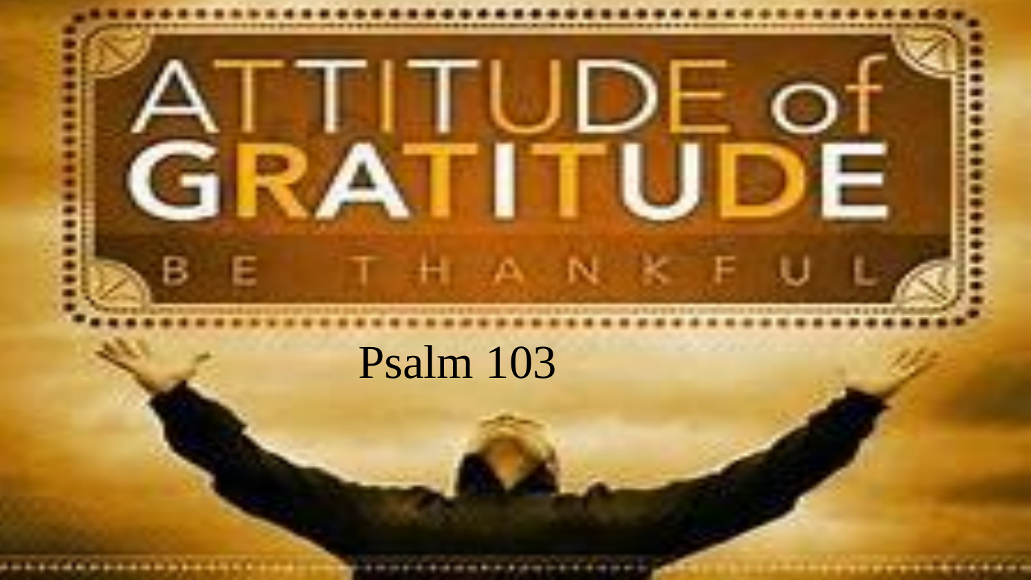# ATTITUDE of GRATITUDE

BE THANKFUL

Psalm 103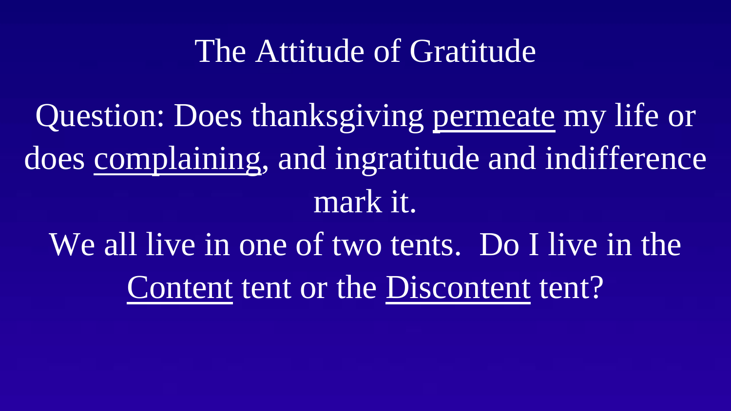# The Attitude of Gratitude

Question: Does thanksgiving <u>permeate</u> my life or does <u>complaining</u>, and ingratitude and indifference mark it.

We all live in one of two tents. Do I live in the <u>Content</u> tent or the <u>Discontent</u> tent?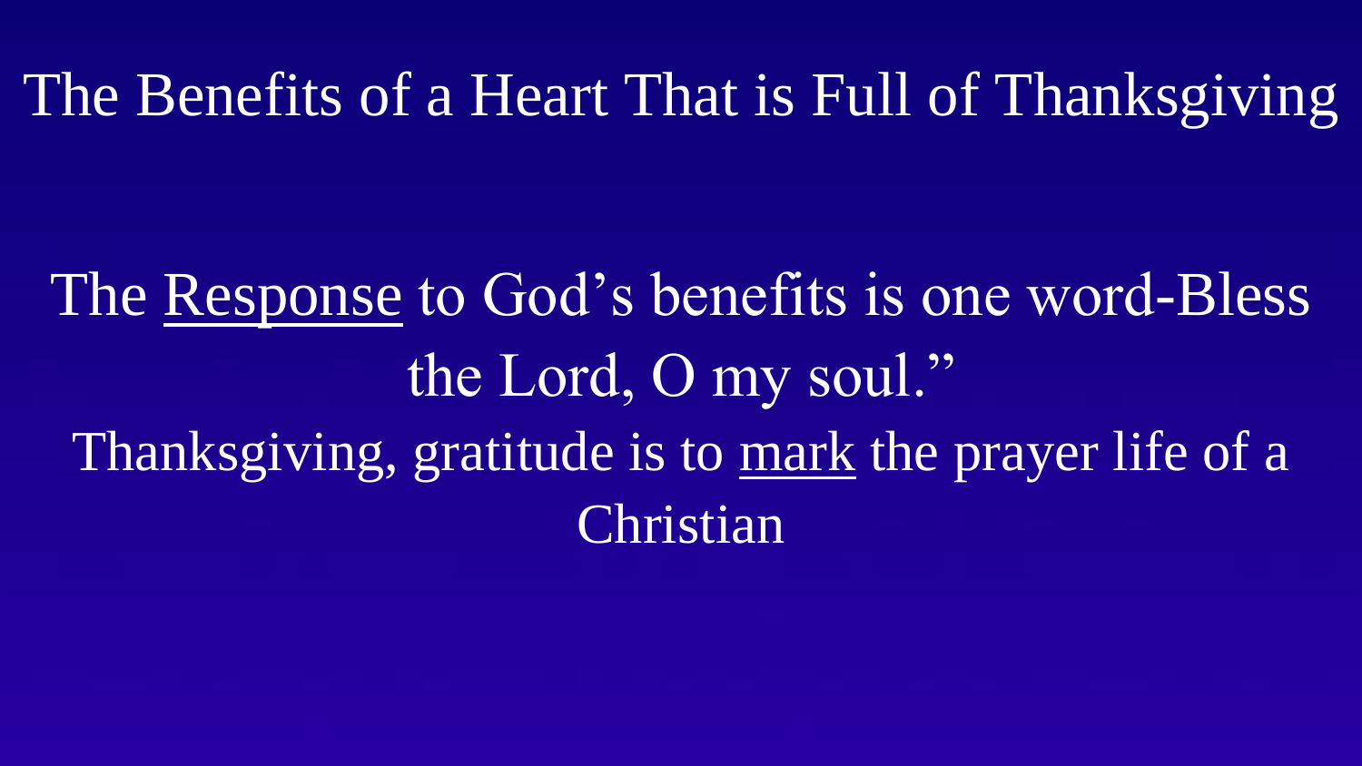# The Benefits of a Heart That is Full of Thanksgiving

The <u>Response</u> to God's benefits is one word-Bless the Lord, O my soul."

Thanksgiving, gratitude is to <u>mark</u> the prayer life of a Christian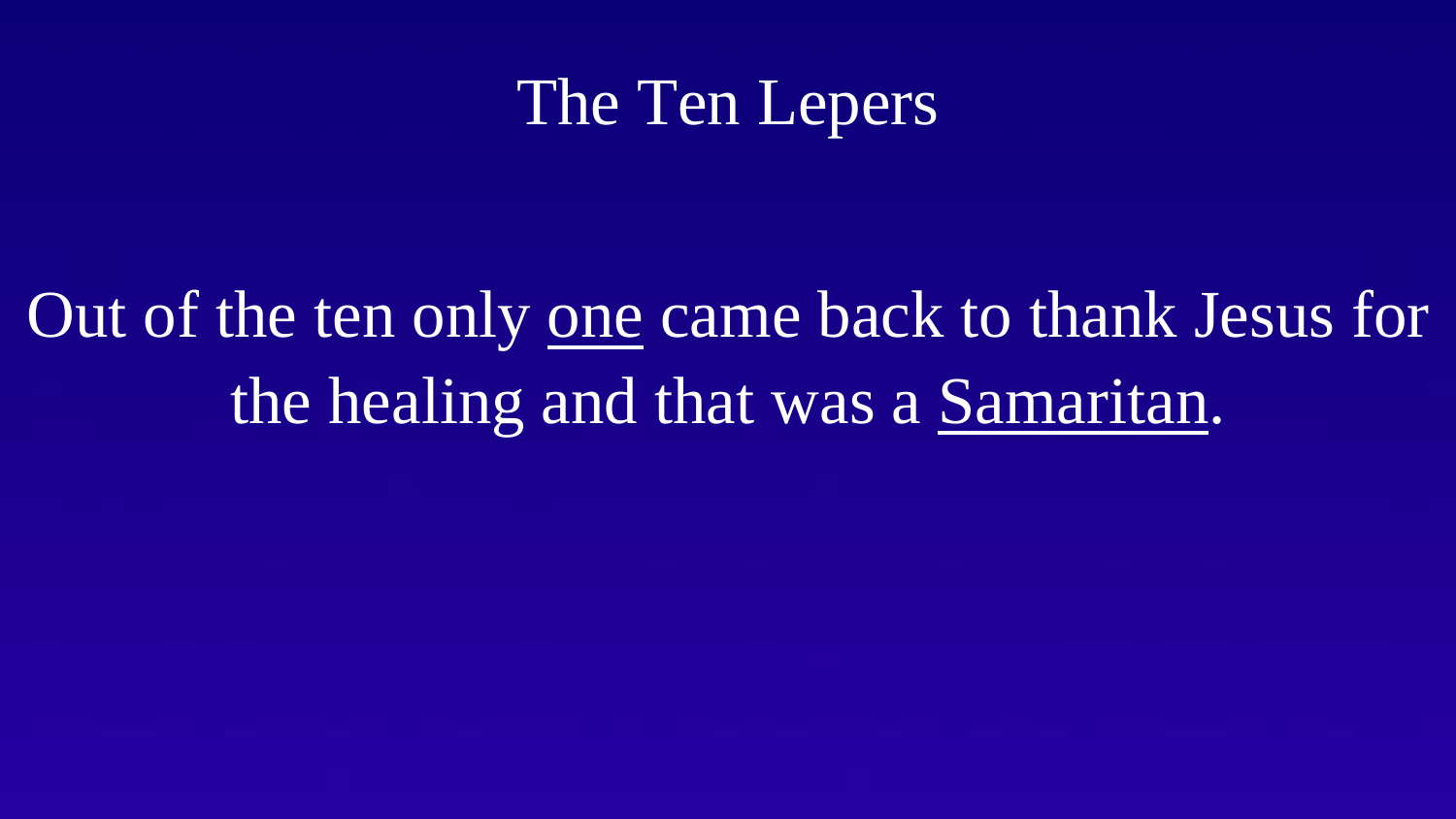# The Ten Lepers

Out of the ten only <u>one</u> came back to thank Jesus for the healing and that was a <u>Samaritan</u>.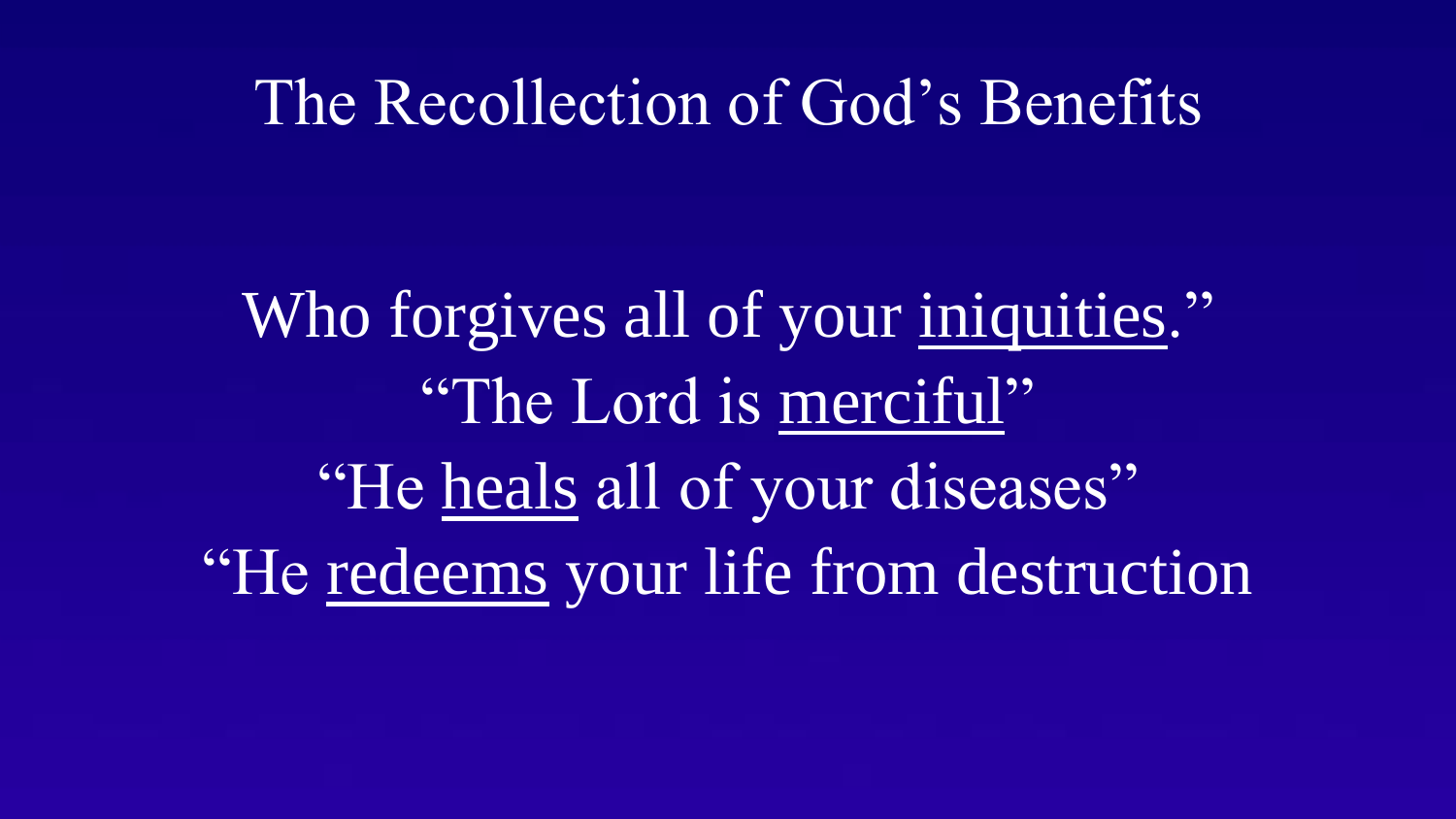# The Recollection of God's Benefits

Who forgives all of your <u>iniquities</u>."

"The Lord is <u>merciful</u>"

"He <u>heals</u> all of your diseases"

"He <u>redeems</u> your life from destruction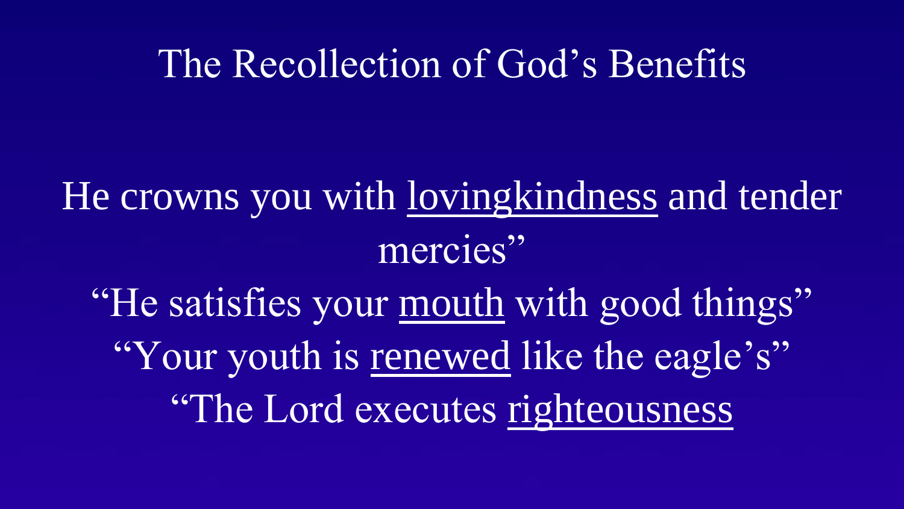# The Recollection of God’s Benefits

He crowns you with <u>lovingkindness</u> and tender mercies”

“He satisfies your <u>mouth</u> with good things”

“Your youth is <u>renewed</u> like the eagle’s”

“The Lord executes <u>righteousness</u>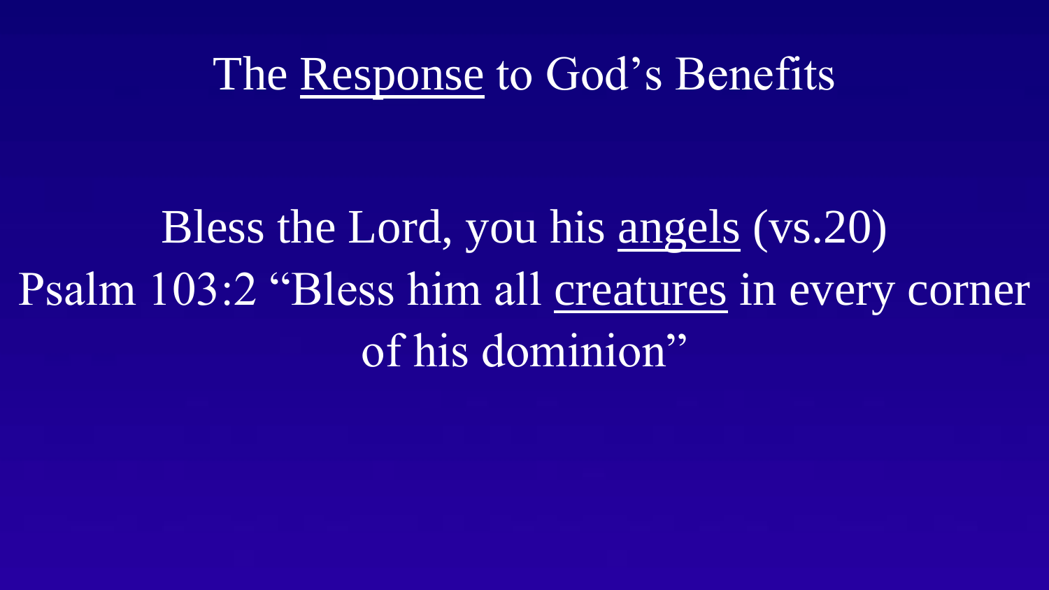# The <u>Response</u> to God's Benefits

Bless the Lord, you his <u>angels</u> (vs.20)
Psalm 103:2 "Bless him all <u>creatures</u> in every corner of his dominion"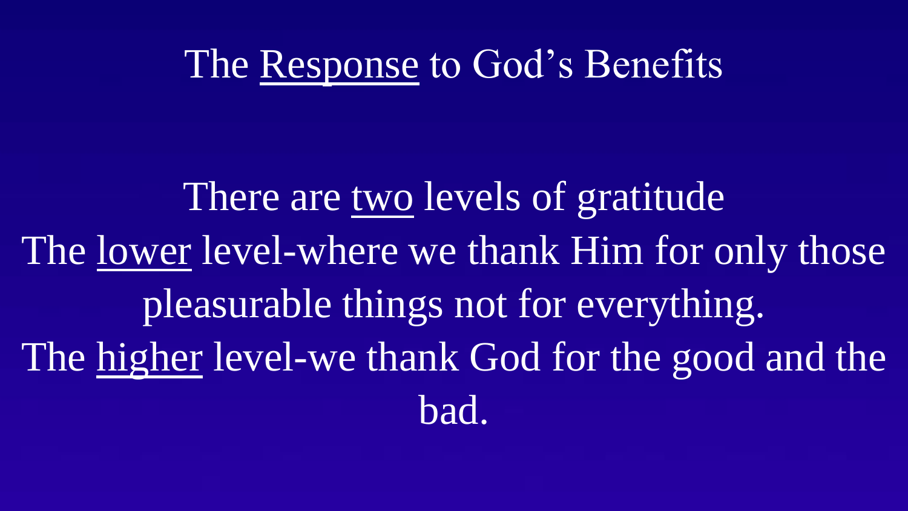# The Response to God's Benefits

There are two levels of gratitude

The lower level-where we thank Him for only those pleasurable things not for everything.

The higher level-we thank God for the good and the bad.